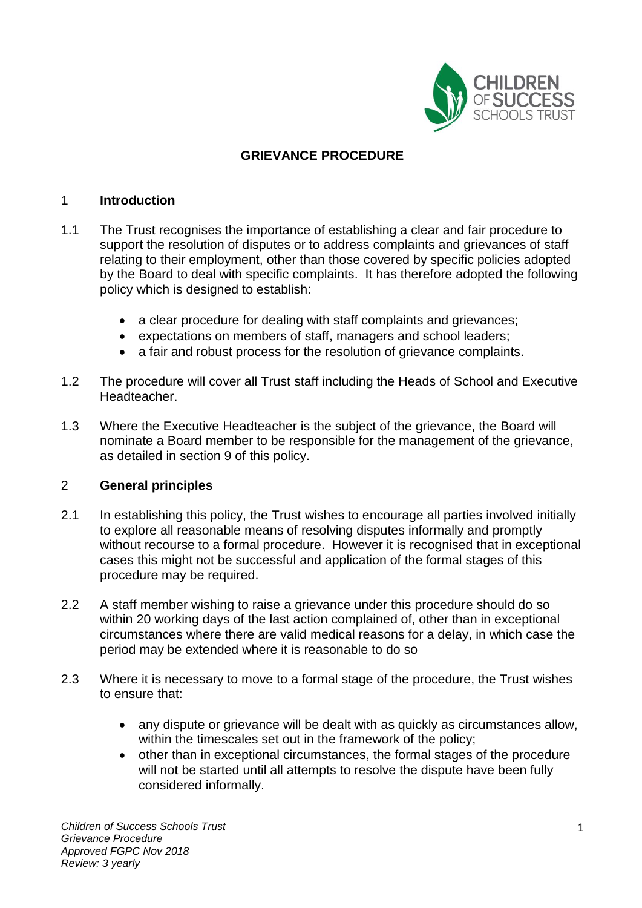# GRIEVANCE PROCEDURE

## 1 Introduction

1.1 The Trust recognises the importance of establishing a clear and fair procedure to support the resolution of disputes or to address complaints and grievances of staff relating to their employment, other than those covered by specific policies adopted by the Board to deal with specific complaints. It has therefore adopted the following policy which is designed to establish:

- a clear procedure for dealing with staff complaints and grievances;
- expectations on members of staff, managers and school leaders;
- a fair and robust process for the resolution of grievance complaints.

1.2 The procedure will cover all Trust staff including the Heads of School and Executive Headteacher.

1.3 Where the Executive Headteacher is the subject of the grievance, the Board will nominate a Board member to be responsible for the management of the grievance, as detailed in section 9 of this policy.

## 2 General principles

2.1 In establishing this policy, the Trust wishes to encourage all parties involved initially to explore all reasonable means of resolving disputes informally and promptly without recourse to a formal procedure. However it is recognised that in exceptional cases this might not be successful and application of the formal stages of this procedure may be required.

2.2 A staff member wishing to raise a grievance under this procedure should do so within 20 working days of the last action complained of, other than in exceptional circumstances where there are valid medical reasons for a delay, in which case the period may be extended where it is reasonable to do so

2.3 Where it is necessary to move to a formal stage of the procedure, the Trust wishes to ensure that:

- any dispute or grievance will be dealt with as quickly as circumstances allow, within the timescales set out in the framework of the policy;
- other than in exceptional circumstances, the formal stages of the procedure will not be started until all attempts to resolve the dispute have been fully considered informally.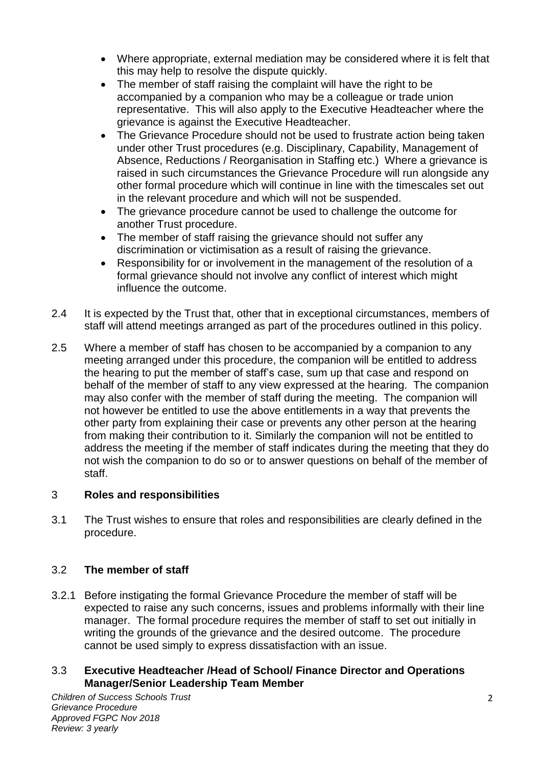- Where appropriate, external mediation may be considered where it is felt that this may help to resolve the dispute quickly.
- The member of staff raising the complaint will have the right to be accompanied by a companion who may be a colleague or trade union representative. This will also apply to the Executive Headteacher where the grievance is against the Executive Headteacher.
- The Grievance Procedure should not be used to frustrate action being taken under other Trust procedures (e.g. Disciplinary, Capability, Management of Absence, Reductions / Reorganisation in Staffing etc.) Where a grievance is raised in such circumstances the Grievance Procedure will run alongside any other formal procedure which will continue in line with the timescales set out in the relevant procedure and which will not be suspended.
- The grievance procedure cannot be used to challenge the outcome for another Trust procedure.
- The member of staff raising the grievance should not suffer any discrimination or victimisation as a result of raising the grievance.
- Responsibility for or involvement in the management of the resolution of a formal grievance should not involve any conflict of interest which might influence the outcome.

2.4 It is expected by the Trust that, other that in exceptional circumstances, members of staff will attend meetings arranged as part of the procedures outlined in this policy.

2.5 Where a member of staff has chosen to be accompanied by a companion to any meeting arranged under this procedure, the companion will be entitled to address the hearing to put the member of staff's case, sum up that case and respond on behalf of the member of staff to any view expressed at the hearing. The companion may also confer with the member of staff during the meeting. The companion will not however be entitled to use the above entitlements in a way that prevents the other party from explaining their case or prevents any other person at the hearing from making their contribution to it. Similarly the companion will not be entitled to address the meeting if the member of staff indicates during the meeting that they do not wish the companion to do so or to answer questions on behalf of the member of staff.

## 3 Roles and responsibilities

3.1 The Trust wishes to ensure that roles and responsibilities are clearly defined in the procedure.

### 3.2 The member of staff

3.2.1 Before instigating the formal Grievance Procedure the member of staff will be expected to raise any such concerns, issues and problems informally with their line manager. The formal procedure requires the member of staff to set out initially in writing the grounds of the grievance and the desired outcome. The procedure cannot be used simply to express dissatisfaction with an issue.

### 3.3 Executive Headteacher /Head of School/ Finance Director and Operations Manager/Senior Leadership Team Member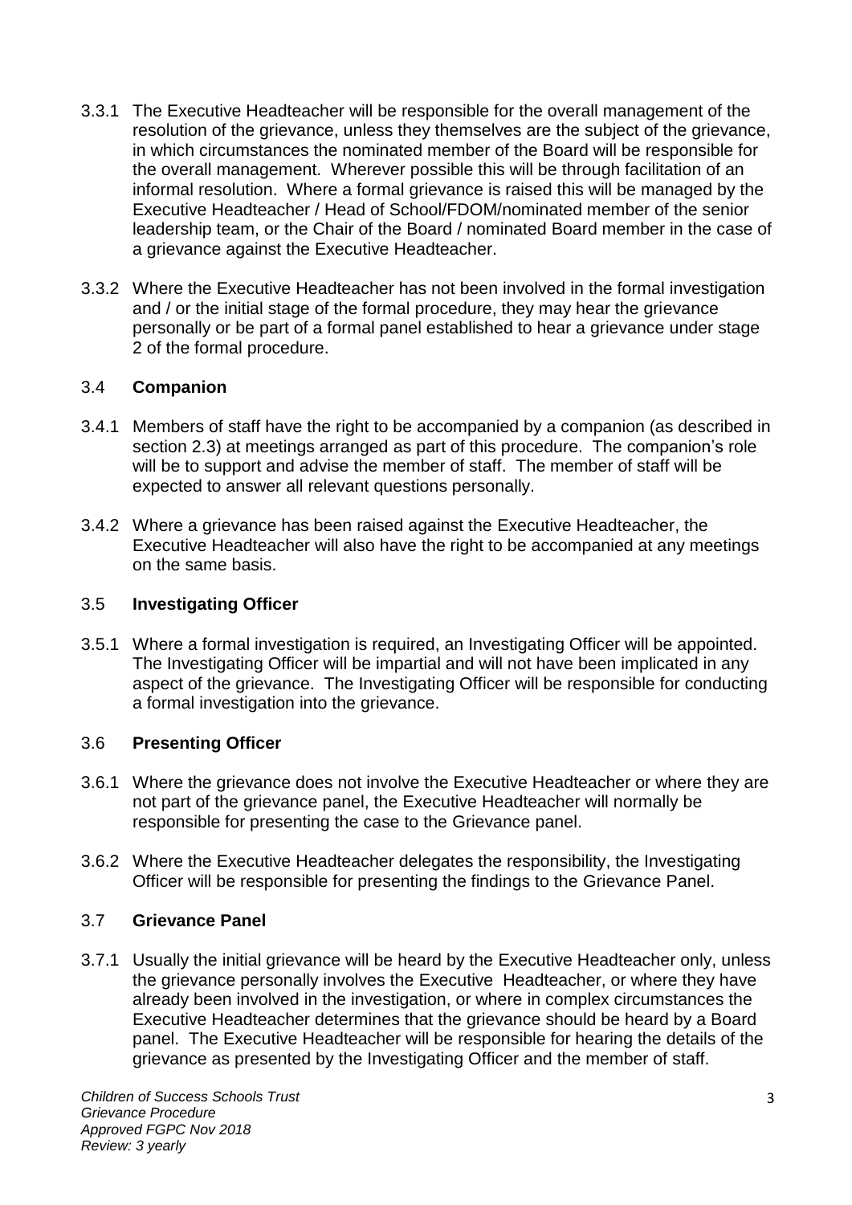3.3.1 The Executive Headteacher will be responsible for the overall management of the resolution of the grievance, unless they themselves are the subject of the grievance, in which circumstances the nominated member of the Board will be responsible for the overall management. Wherever possible this will be through facilitation of an informal resolution. Where a formal grievance is raised this will be managed by the Executive Headteacher / Head of School/FDOM/nominated member of the senior leadership team, or the Chair of the Board / nominated Board member in the case of a grievance against the Executive Headteacher.

3.3.2 Where the Executive Headteacher has not been involved in the formal investigation and / or the initial stage of the formal procedure, they may hear the grievance personally or be part of a formal panel established to hear a grievance under stage 2 of the formal procedure.

### 3.4 Companion

3.4.1 Members of staff have the right to be accompanied by a companion (as described in section 2.3) at meetings arranged as part of this procedure. The companion's role will be to support and advise the member of staff. The member of staff will be expected to answer all relevant questions personally.

3.4.2 Where a grievance has been raised against the Executive Headteacher, the Executive Headteacher will also have the right to be accompanied at any meetings on the same basis.

### 3.5 Investigating Officer

3.5.1 Where a formal investigation is required, an Investigating Officer will be appointed. The Investigating Officer will be impartial and will not have been implicated in any aspect of the grievance. The Investigating Officer will be responsible for conducting a formal investigation into the grievance.

### 3.6 Presenting Officer

3.6.1 Where the grievance does not involve the Executive Headteacher or where they are not part of the grievance panel, the Executive Headteacher will normally be responsible for presenting the case to the Grievance panel.

3.6.2 Where the Executive Headteacher delegates the responsibility, the Investigating Officer will be responsible for presenting the findings to the Grievance Panel.

### 3.7 Grievance Panel

3.7.1 Usually the initial grievance will be heard by the Executive Headteacher only, unless the grievance personally involves the Executive Headteacher, or where they have already been involved in the investigation, or where in complex circumstances the Executive Headteacher determines that the grievance should be heard by a Board panel. The Executive Headteacher will be responsible for hearing the details of the grievance as presented by the Investigating Officer and the member of staff.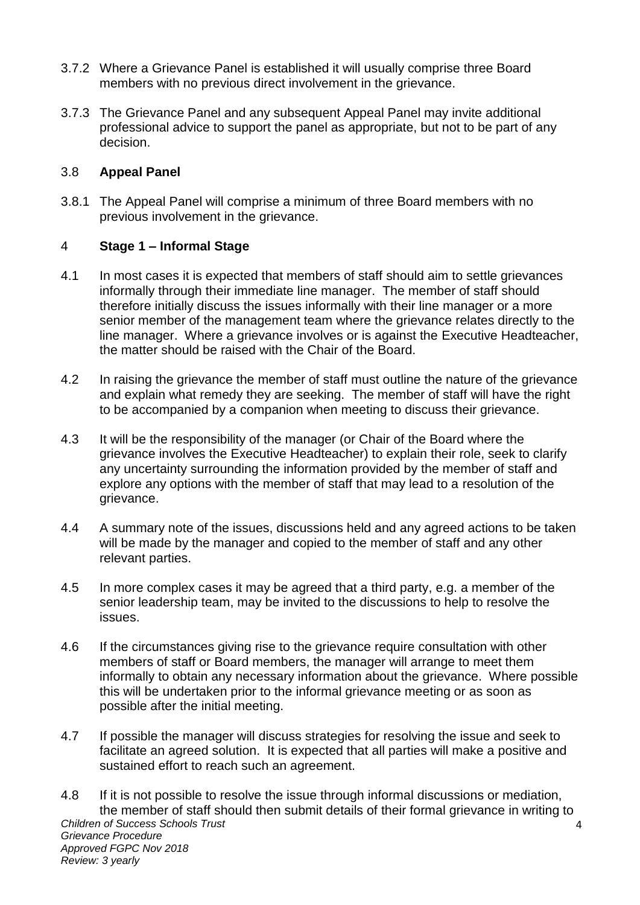3.7.2 Where a Grievance Panel is established it will usually comprise three Board members with no previous direct involvement in the grievance.

3.7.3 The Grievance Panel and any subsequent Appeal Panel may invite additional professional advice to support the panel as appropriate, but not to be part of any decision.

### 3.8 **Appeal Panel**

3.8.1 The Appeal Panel will comprise a minimum of three Board members with no previous involvement in the grievance.

## 4 **Stage 1 – Informal Stage**

4.1 In most cases it is expected that members of staff should aim to settle grievances informally through their immediate line manager. The member of staff should therefore initially discuss the issues informally with their line manager or a more senior member of the management team where the grievance relates directly to the line manager. Where a grievance involves or is against the Executive Headteacher, the matter should be raised with the Chair of the Board.

4.2 In raising the grievance the member of staff must outline the nature of the grievance and explain what remedy they are seeking. The member of staff will have the right to be accompanied by a companion when meeting to discuss their grievance.

4.3 It will be the responsibility of the manager (or Chair of the Board where the grievance involves the Executive Headteacher) to explain their role, seek to clarify any uncertainty surrounding the information provided by the member of staff and explore any options with the member of staff that may lead to a resolution of the grievance.

4.4 A summary note of the issues, discussions held and any agreed actions to be taken will be made by the manager and copied to the member of staff and any other relevant parties.

4.5 In more complex cases it may be agreed that a third party, e.g. a member of the senior leadership team, may be invited to the discussions to help to resolve the issues.

4.6 If the circumstances giving rise to the grievance require consultation with other members of staff or Board members, the manager will arrange to meet them informally to obtain any necessary information about the grievance. Where possible this will be undertaken prior to the informal grievance meeting or as soon as possible after the initial meeting.

4.7 If possible the manager will discuss strategies for resolving the issue and seek to facilitate an agreed solution. It is expected that all parties will make a positive and sustained effort to reach such an agreement.

4.8 If it is not possible to resolve the issue through informal discussions or mediation, the member of staff should then submit details of their formal grievance in writing to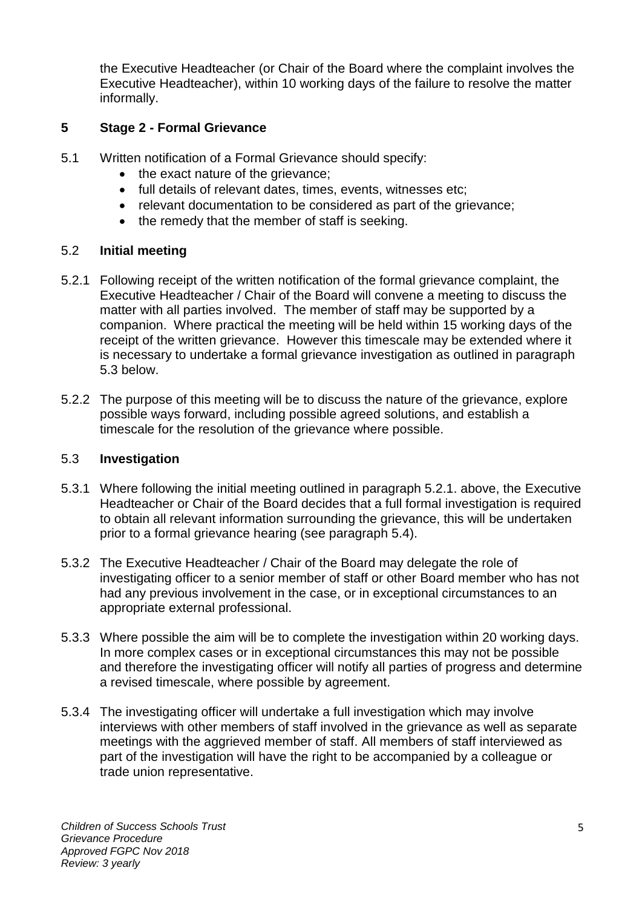the Executive Headteacher (or Chair of the Board where the complaint involves the Executive Headteacher), within 10 working days of the failure to resolve the matter informally.

## 5 Stage 2 - Formal Grievance

5.1 Written notification of a Formal Grievance should specify:

- the exact nature of the grievance;
- full details of relevant dates, times, events, witnesses etc;
- relevant documentation to be considered as part of the grievance;
- the remedy that the member of staff is seeking.

### 5.2 Initial meeting

5.2.1 Following receipt of the written notification of the formal grievance complaint, the Executive Headteacher / Chair of the Board will convene a meeting to discuss the matter with all parties involved. The member of staff may be supported by a companion. Where practical the meeting will be held within 15 working days of the receipt of the written grievance. However this timescale may be extended where it is necessary to undertake a formal grievance investigation as outlined in paragraph 5.3 below.

5.2.2 The purpose of this meeting will be to discuss the nature of the grievance, explore possible ways forward, including possible agreed solutions, and establish a timescale for the resolution of the grievance where possible.

### 5.3 Investigation

5.3.1 Where following the initial meeting outlined in paragraph 5.2.1. above, the Executive Headteacher or Chair of the Board decides that a full formal investigation is required to obtain all relevant information surrounding the grievance, this will be undertaken prior to a formal grievance hearing (see paragraph 5.4).

5.3.2 The Executive Headteacher / Chair of the Board may delegate the role of investigating officer to a senior member of staff or other Board member who has not had any previous involvement in the case, or in exceptional circumstances to an appropriate external professional.

5.3.3 Where possible the aim will be to complete the investigation within 20 working days. In more complex cases or in exceptional circumstances this may not be possible and therefore the investigating officer will notify all parties of progress and determine a revised timescale, where possible by agreement.

5.3.4 The investigating officer will undertake a full investigation which may involve interviews with other members of staff involved in the grievance as well as separate meetings with the aggrieved member of staff. All members of staff interviewed as part of the investigation will have the right to be accompanied by a colleague or trade union representative.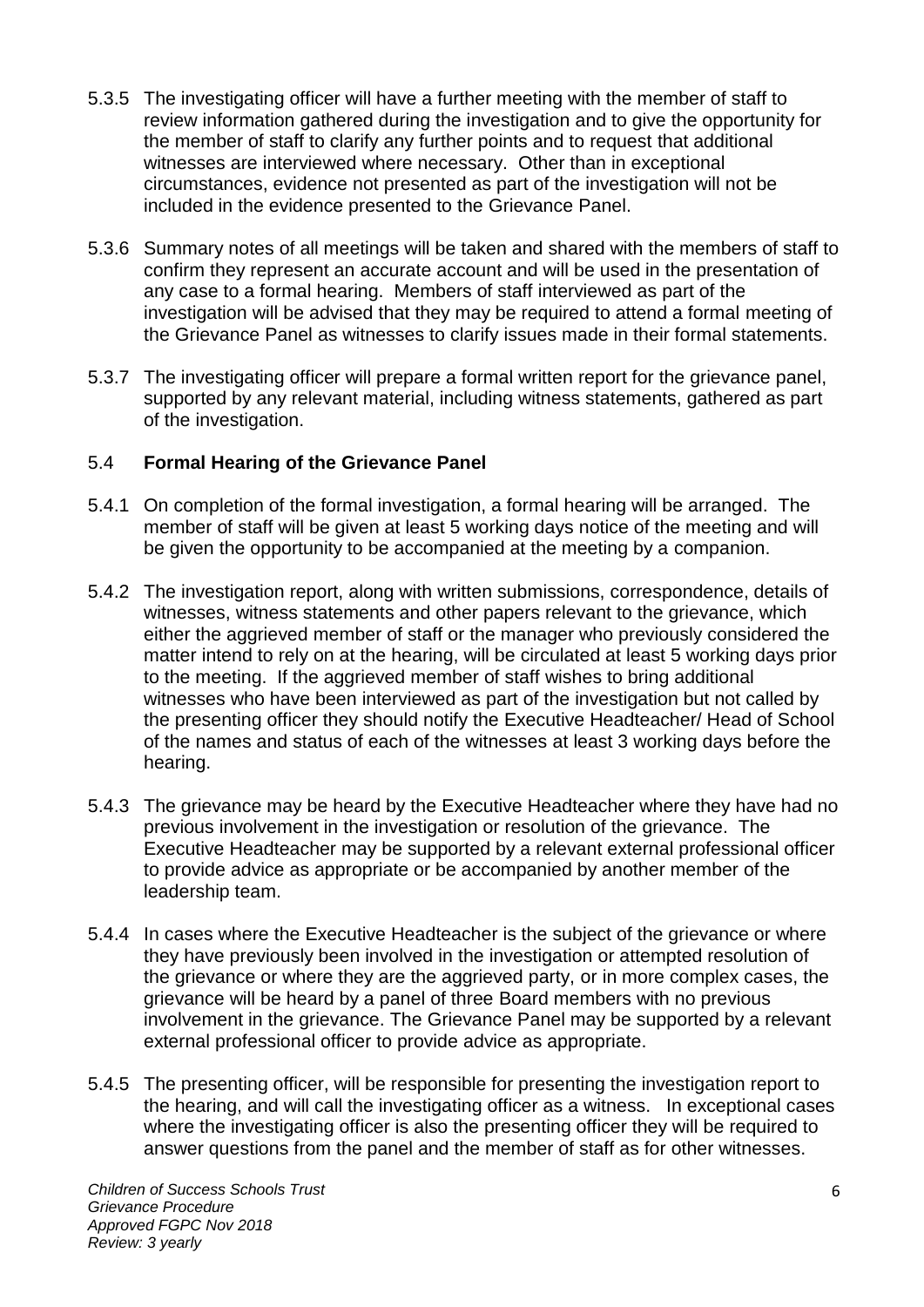5.3.5 The investigating officer will have a further meeting with the member of staff to review information gathered during the investigation and to give the opportunity for the member of staff to clarify any further points and to request that additional witnesses are interviewed where necessary. Other than in exceptional circumstances, evidence not presented as part of the investigation will not be included in the evidence presented to the Grievance Panel.

5.3.6 Summary notes of all meetings will be taken and shared with the members of staff to confirm they represent an accurate account and will be used in the presentation of any case to a formal hearing. Members of staff interviewed as part of the investigation will be advised that they may be required to attend a formal meeting of the Grievance Panel as witnesses to clarify issues made in their formal statements.

5.3.7 The investigating officer will prepare a formal written report for the grievance panel, supported by any relevant material, including witness statements, gathered as part of the investigation.

## 5.4 **Formal Hearing of the Grievance Panel**

5.4.1 On completion of the formal investigation, a formal hearing will be arranged. The member of staff will be given at least 5 working days notice of the meeting and will be given the opportunity to be accompanied at the meeting by a companion.

5.4.2 The investigation report, along with written submissions, correspondence, details of witnesses, witness statements and other papers relevant to the grievance, which either the aggrieved member of staff or the manager who previously considered the matter intend to rely on at the hearing, will be circulated at least 5 working days prior to the meeting. If the aggrieved member of staff wishes to bring additional witnesses who have been interviewed as part of the investigation but not called by the presenting officer they should notify the Executive Headteacher/ Head of School of the names and status of each of the witnesses at least 3 working days before the hearing.

5.4.3 The grievance may be heard by the Executive Headteacher where they have had no previous involvement in the investigation or resolution of the grievance. The Executive Headteacher may be supported by a relevant external professional officer to provide advice as appropriate or be accompanied by another member of the leadership team.

5.4.4 In cases where the Executive Headteacher is the subject of the grievance or where they have previously been involved in the investigation or attempted resolution of the grievance or where they are the aggrieved party, or in more complex cases, the grievance will be heard by a panel of three Board members with no previous involvement in the grievance. The Grievance Panel may be supported by a relevant external professional officer to provide advice as appropriate.

5.4.5 The presenting officer, will be responsible for presenting the investigation report to the hearing, and will call the investigating officer as a witness. In exceptional cases where the investigating officer is also the presenting officer they will be required to answer questions from the panel and the member of staff as for other witnesses.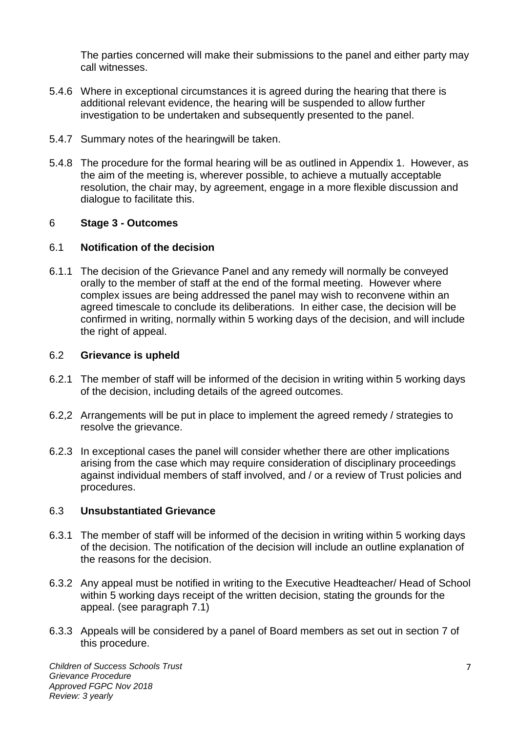The parties concerned will make their submissions to the panel and either party may call witnesses.

5.4.6 Where in exceptional circumstances it is agreed during the hearing that there is additional relevant evidence, the hearing will be suspended to allow further investigation to be undertaken and subsequently presented to the panel.

5.4.7 Summary notes of the hearingwill be taken.

5.4.8 The procedure for the formal hearing will be as outlined in Appendix 1. However, as the aim of the meeting is, wherever possible, to achieve a mutually acceptable resolution, the chair may, by agreement, engage in a more flexible discussion and dialogue to facilitate this.

## 6 Stage 3 - Outcomes

### 6.1 Notification of the decision

6.1.1 The decision of the Grievance Panel and any remedy will normally be conveyed orally to the member of staff at the end of the formal meeting. However where complex issues are being addressed the panel may wish to reconvene within an agreed timescale to conclude its deliberations. In either case, the decision will be confirmed in writing, normally within 5 working days of the decision, and will include the right of appeal.

### 6.2 Grievance is upheld

6.2.1 The member of staff will be informed of the decision in writing within 5 working days of the decision, including details of the agreed outcomes.

6.2,2 Arrangements will be put in place to implement the agreed remedy / strategies to resolve the grievance.

6.2.3 In exceptional cases the panel will consider whether there are other implications arising from the case which may require consideration of disciplinary proceedings against individual members of staff involved, and / or a review of Trust policies and procedures.

### 6.3 Unsubstantiated Grievance

6.3.1 The member of staff will be informed of the decision in writing within 5 working days of the decision. The notification of the decision will include an outline explanation of the reasons for the decision.

6.3.2 Any appeal must be notified in writing to the Executive Headteacher/ Head of School within 5 working days receipt of the written decision, stating the grounds for the appeal. (see paragraph 7.1)

6.3.3 Appeals will be considered by a panel of Board members as set out in section 7 of this procedure.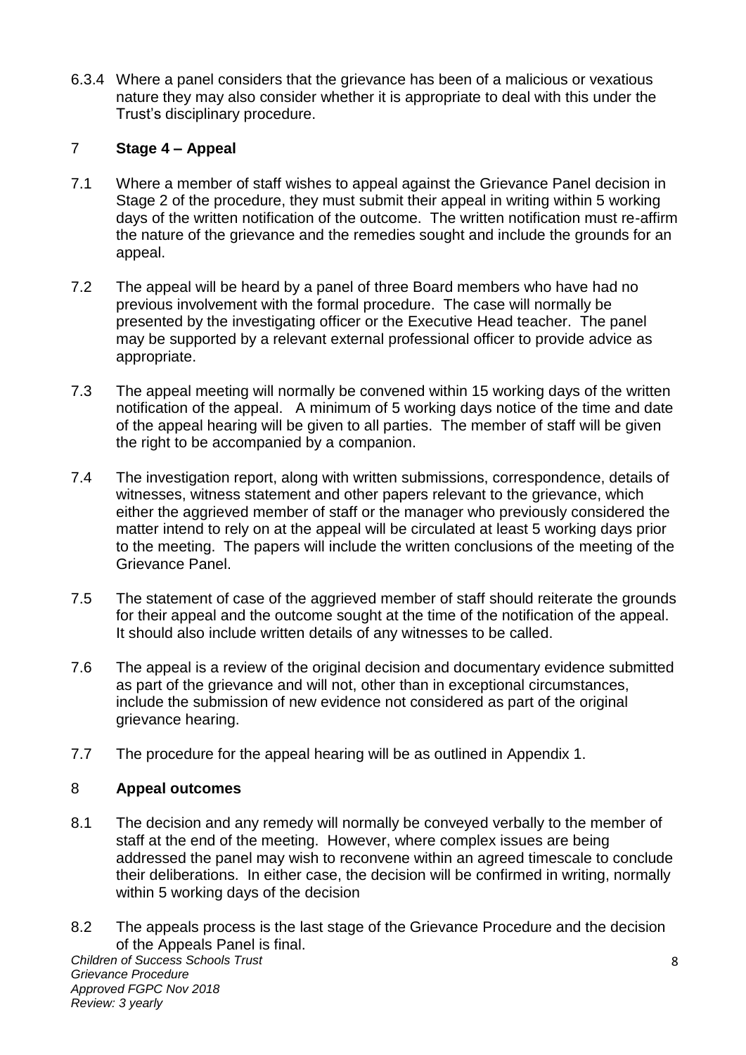6.3.4 Where a panel considers that the grievance has been of a malicious or vexatious nature they may also consider whether it is appropriate to deal with this under the Trust's disciplinary procedure.

## 7 Stage 4 – Appeal

7.1 Where a member of staff wishes to appeal against the Grievance Panel decision in Stage 2 of the procedure, they must submit their appeal in writing within 5 working days of the written notification of the outcome. The written notification must re-affirm the nature of the grievance and the remedies sought and include the grounds for an appeal.

7.2 The appeal will be heard by a panel of three Board members who have had no previous involvement with the formal procedure. The case will normally be presented by the investigating officer or the Executive Head teacher. The panel may be supported by a relevant external professional officer to provide advice as appropriate.

7.3 The appeal meeting will normally be convened within 15 working days of the written notification of the appeal. A minimum of 5 working days notice of the time and date of the appeal hearing will be given to all parties. The member of staff will be given the right to be accompanied by a companion.

7.4 The investigation report, along with written submissions, correspondence, details of witnesses, witness statement and other papers relevant to the grievance, which either the aggrieved member of staff or the manager who previously considered the matter intend to rely on at the appeal will be circulated at least 5 working days prior to the meeting. The papers will include the written conclusions of the meeting of the Grievance Panel.

7.5 The statement of case of the aggrieved member of staff should reiterate the grounds for their appeal and the outcome sought at the time of the notification of the appeal. It should also include written details of any witnesses to be called.

7.6 The appeal is a review of the original decision and documentary evidence submitted as part of the grievance and will not, other than in exceptional circumstances, include the submission of new evidence not considered as part of the original grievance hearing.

7.7 The procedure for the appeal hearing will be as outlined in Appendix 1.

## 8 Appeal outcomes

8.1 The decision and any remedy will normally be conveyed verbally to the member of staff at the end of the meeting. However, where complex issues are being addressed the panel may wish to reconvene within an agreed timescale to conclude their deliberations. In either case, the decision will be confirmed in writing, normally within 5 working days of the decision

8.2 The appeals process is the last stage of the Grievance Procedure and the decision of the Appeals Panel is final.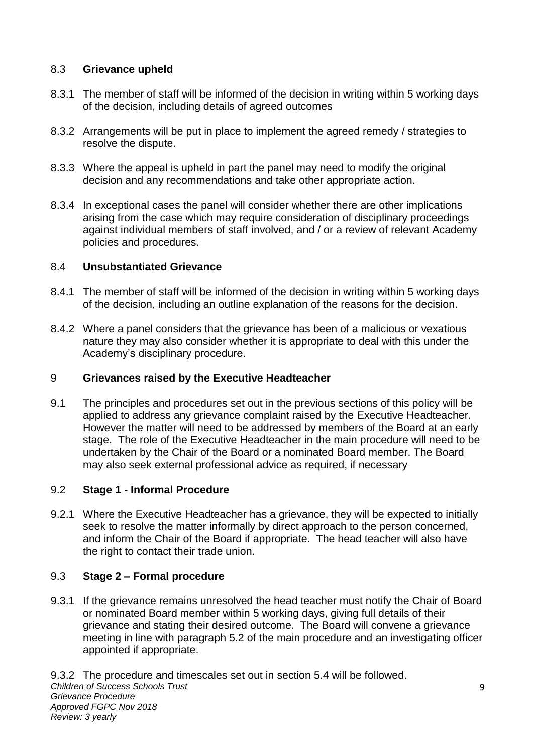### 8.3 **Grievance upheld**

8.3.1 The member of staff will be informed of the decision in writing within 5 working days of the decision, including details of agreed outcomes

8.3.2 Arrangements will be put in place to implement the agreed remedy / strategies to resolve the dispute.

8.3.3 Where the appeal is upheld in part the panel may need to modify the original decision and any recommendations and take other appropriate action.

8.3.4 In exceptional cases the panel will consider whether there are other implications arising from the case which may require consideration of disciplinary proceedings against individual members of staff involved, and / or a review of relevant Academy policies and procedures.

### 8.4 **Unsubstantiated Grievance**

8.4.1 The member of staff will be informed of the decision in writing within 5 working days of the decision, including an outline explanation of the reasons for the decision.

8.4.2 Where a panel considers that the grievance has been of a malicious or vexatious nature they may also consider whether it is appropriate to deal with this under the Academy's disciplinary procedure.

## 9 **Grievances raised by the Executive Headteacher**

9.1 The principles and procedures set out in the previous sections of this policy will be applied to address any grievance complaint raised by the Executive Headteacher. However the matter will need to be addressed by members of the Board at an early stage. The role of the Executive Headteacher in the main procedure will need to be undertaken by the Chair of the Board or a nominated Board member. The Board may also seek external professional advice as required, if necessary

### 9.2 **Stage 1 - Informal Procedure**

9.2.1 Where the Executive Headteacher has a grievance, they will be expected to initially seek to resolve the matter informally by direct approach to the person concerned, and inform the Chair of the Board if appropriate. The head teacher will also have the right to contact their trade union.

### 9.3 **Stage 2 – Formal procedure**

9.3.1 If the grievance remains unresolved the head teacher must notify the Chair of Board or nominated Board member within 5 working days, giving full details of their grievance and stating their desired outcome. The Board will convene a grievance meeting in line with paragraph 5.2 of the main procedure and an investigating officer appointed if appropriate.

9.3.2 The procedure and timescales set out in section 5.4 will be followed.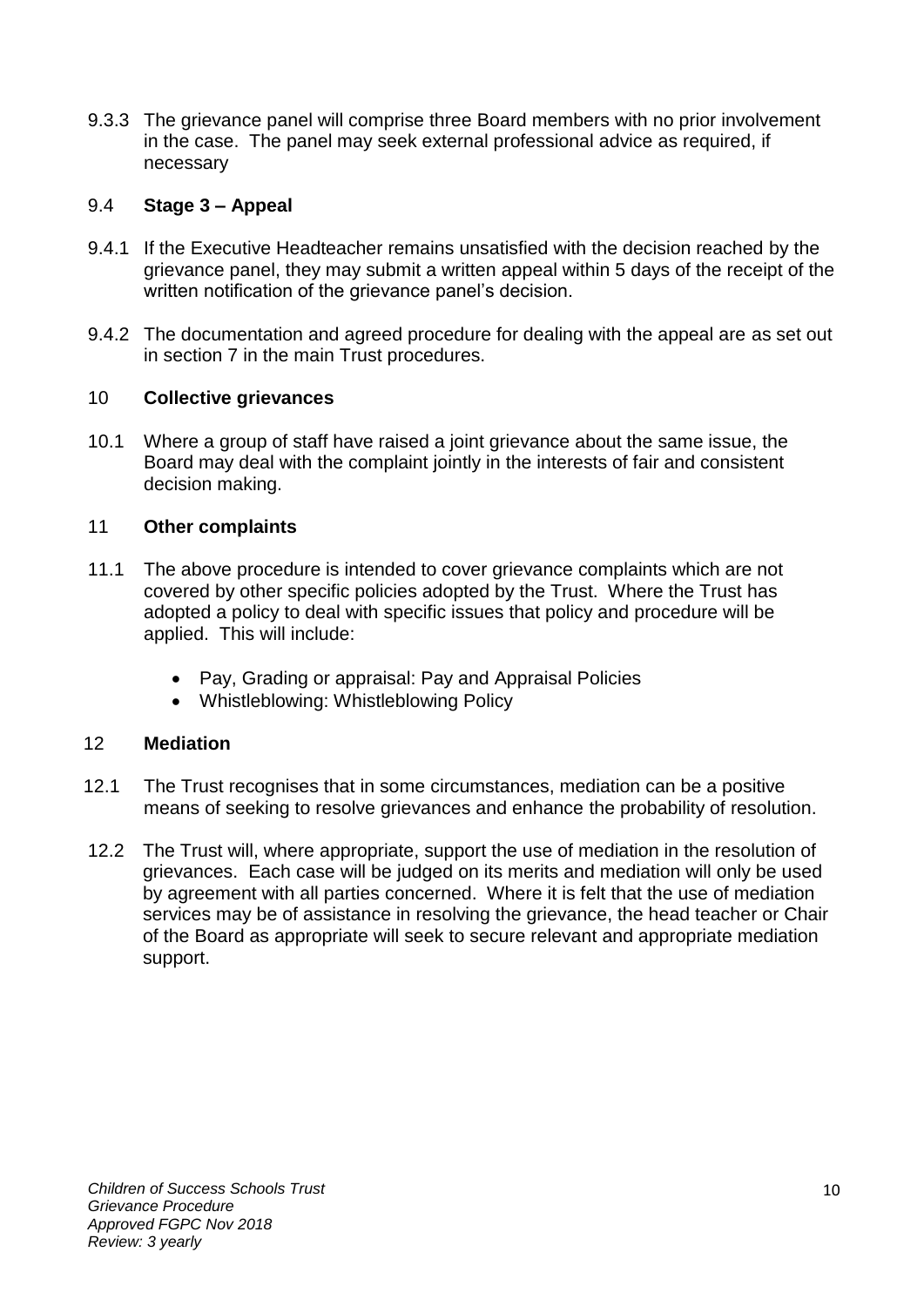9.3.3 The grievance panel will comprise three Board members with no prior involvement in the case. The panel may seek external professional advice as required, if necessary

## 9.4 **Stage 3 – Appeal**

9.4.1 If the Executive Headteacher remains unsatisfied with the decision reached by the grievance panel, they may submit a written appeal within 5 days of the receipt of the written notification of the grievance panel's decision.

9.4.2 The documentation and agreed procedure for dealing with the appeal are as set out in section 7 in the main Trust procedures.

## 10 **Collective grievances**

10.1 Where a group of staff have raised a joint grievance about the same issue, the Board may deal with the complaint jointly in the interests of fair and consistent decision making.

## 11 **Other complaints**

11.1 The above procedure is intended to cover grievance complaints which are not covered by other specific policies adopted by the Trust. Where the Trust has adopted a policy to deal with specific issues that policy and procedure will be applied. This will include:

- Pay, Grading or appraisal: Pay and Appraisal Policies
- Whistleblowing: Whistleblowing Policy

## 12 **Mediation**

12.1 The Trust recognises that in some circumstances, mediation can be a positive means of seeking to resolve grievances and enhance the probability of resolution.

12.2 The Trust will, where appropriate, support the use of mediation in the resolution of grievances. Each case will be judged on its merits and mediation will only be used by agreement with all parties concerned. Where it is felt that the use of mediation services may be of assistance in resolving the grievance, the head teacher or Chair of the Board as appropriate will seek to secure relevant and appropriate mediation support.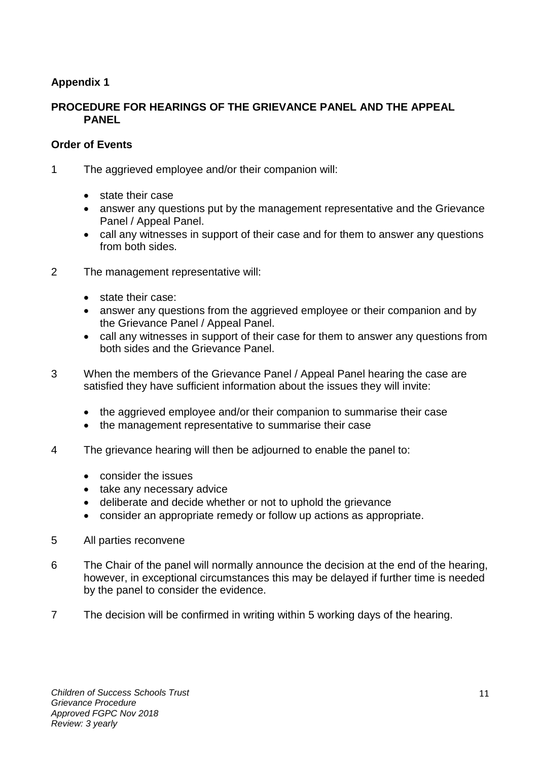**Appendix 1**

**PROCEDURE FOR HEARINGS OF THE GRIEVANCE PANEL AND THE APPEAL PANEL**

**Order of Events**

1 The aggrieved employee and/or their companion will:

- state their case
- answer any questions put by the management representative and the Grievance Panel / Appeal Panel.
- call any witnesses in support of their case and for them to answer any questions from both sides.

2 The management representative will:

- state their case:
- answer any questions from the aggrieved employee or their companion and by the Grievance Panel / Appeal Panel.
- call any witnesses in support of their case for them to answer any questions from both sides and the Grievance Panel.

3 When the members of the Grievance Panel / Appeal Panel hearing the case are satisfied they have sufficient information about the issues they will invite:

- the aggrieved employee and/or their companion to summarise their case
- the management representative to summarise their case

4 The grievance hearing will then be adjourned to enable the panel to:

- consider the issues
- take any necessary advice
- deliberate and decide whether or not to uphold the grievance
- consider an appropriate remedy or follow up actions as appropriate.

5 All parties reconvene

6 The Chair of the panel will normally announce the decision at the end of the hearing, however, in exceptional circumstances this may be delayed if further time is needed by the panel to consider the evidence.

7 The decision will be confirmed in writing within 5 working days of the hearing.